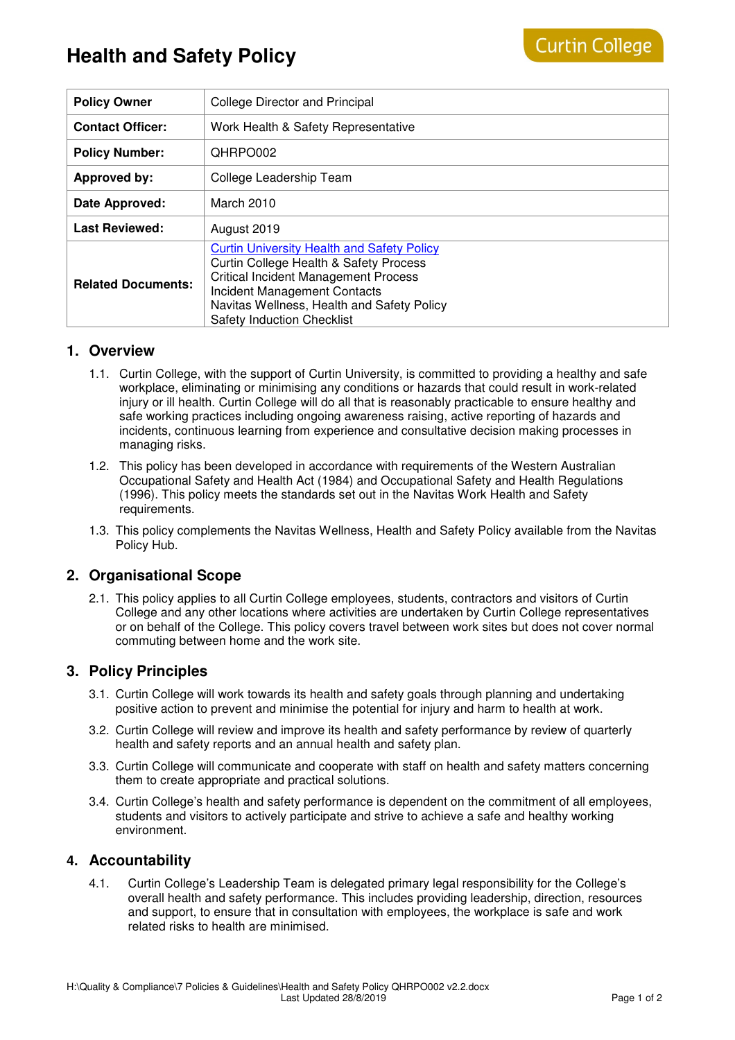# Health and Safety Policy

Curtin College

| | |
|---|---|
| **Policy Owner** | College Director and Principal |
| **Contact Officer:** | Work Health & Safety Representative |
| **Policy Number:** | QHRPO002 |
| **Approved by:** | College Leadership Team |
| **Date Approved:** | March 2010 |
| **Last Reviewed:** | August 2019 |
| **Related Documents:** | Curtin University Health and Safety Policy<br>Curtin College Health & Safety Process<br>Critical Incident Management Process<br>Incident Management Contacts<br>Navitas Wellness, Health and Safety Policy<br>Safety Induction Checklist |

## 1. Overview

1.1. Curtin College, with the support of Curtin University, is committed to providing a healthy and safe workplace, eliminating or minimising any conditions or hazards that could result in work-related injury or ill health. Curtin College will do all that is reasonably practicable to ensure healthy and safe working practices including ongoing awareness raising, active reporting of hazards and incidents, continuous learning from experience and consultative decision making processes in managing risks.

1.2. This policy has been developed in accordance with requirements of the Western Australian Occupational Safety and Health Act (1984) and Occupational Safety and Health Regulations (1996). This policy meets the standards set out in the Navitas Work Health and Safety requirements.

1.3. This policy complements the Navitas Wellness, Health and Safety Policy available from the Navitas Policy Hub.

## 2. Organisational Scope

2.1. This policy applies to all Curtin College employees, students, contractors and visitors of Curtin College and any other locations where activities are undertaken by Curtin College representatives or on behalf of the College. This policy covers travel between work sites but does not cover normal commuting between home and the work site.

## 3. Policy Principles

3.1. Curtin College will work towards its health and safety goals through planning and undertaking positive action to prevent and minimise the potential for injury and harm to health at work.

3.2. Curtin College will review and improve its health and safety performance by review of quarterly health and safety reports and an annual health and safety plan.

3.3. Curtin College will communicate and cooperate with staff on health and safety matters concerning them to create appropriate and practical solutions.

3.4. Curtin College's health and safety performance is dependent on the commitment of all employees, students and visitors to actively participate and strive to achieve a safe and healthy working environment.

## 4. Accountability

4.1. Curtin College's Leadership Team is delegated primary legal responsibility for the College's overall health and safety performance. This includes providing leadership, direction, resources and support, to ensure that in consultation with employees, the workplace is safe and work related risks to health are minimised.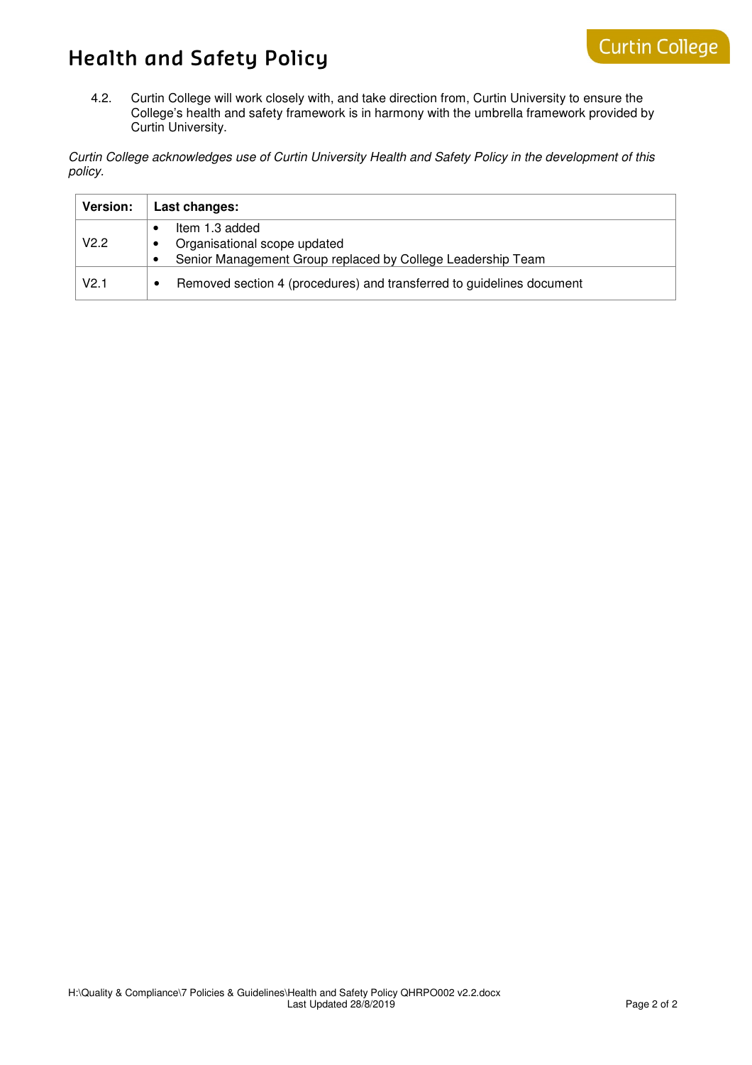4.2. Curtin College will work closely with, and take direction from, Curtin University to ensure the College's health and safety framework is in harmony with the umbrella framework provided by Curtin University.

*Curtin College acknowledges use of Curtin University Health and Safety Policy in the development of this policy.*

| Version: | Last changes: |
| --- | --- |
| V2.2 | • Item 1.3 added<br>• Organisational scope updated<br>• Senior Management Group replaced by College Leadership Team |
| V2.1 | • Removed section 4 (procedures) and transferred to guidelines document |